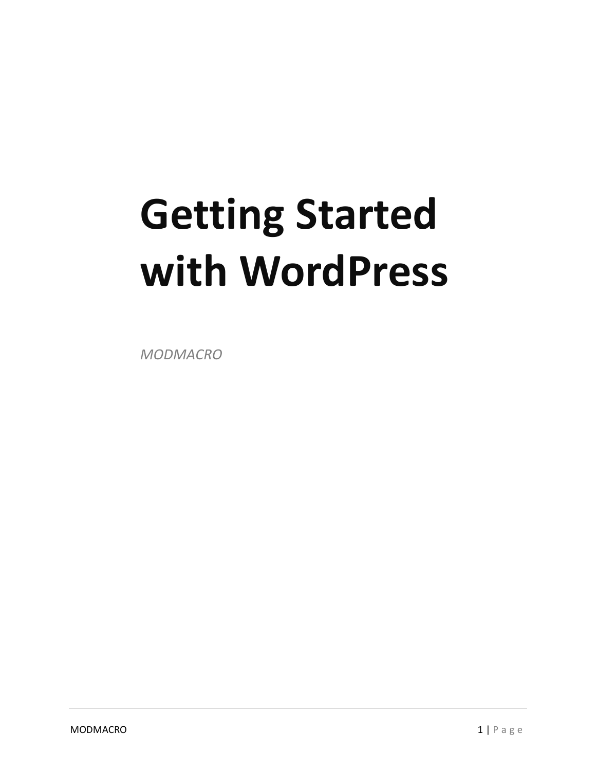# Getting Started with WordPress

*MODMACRO*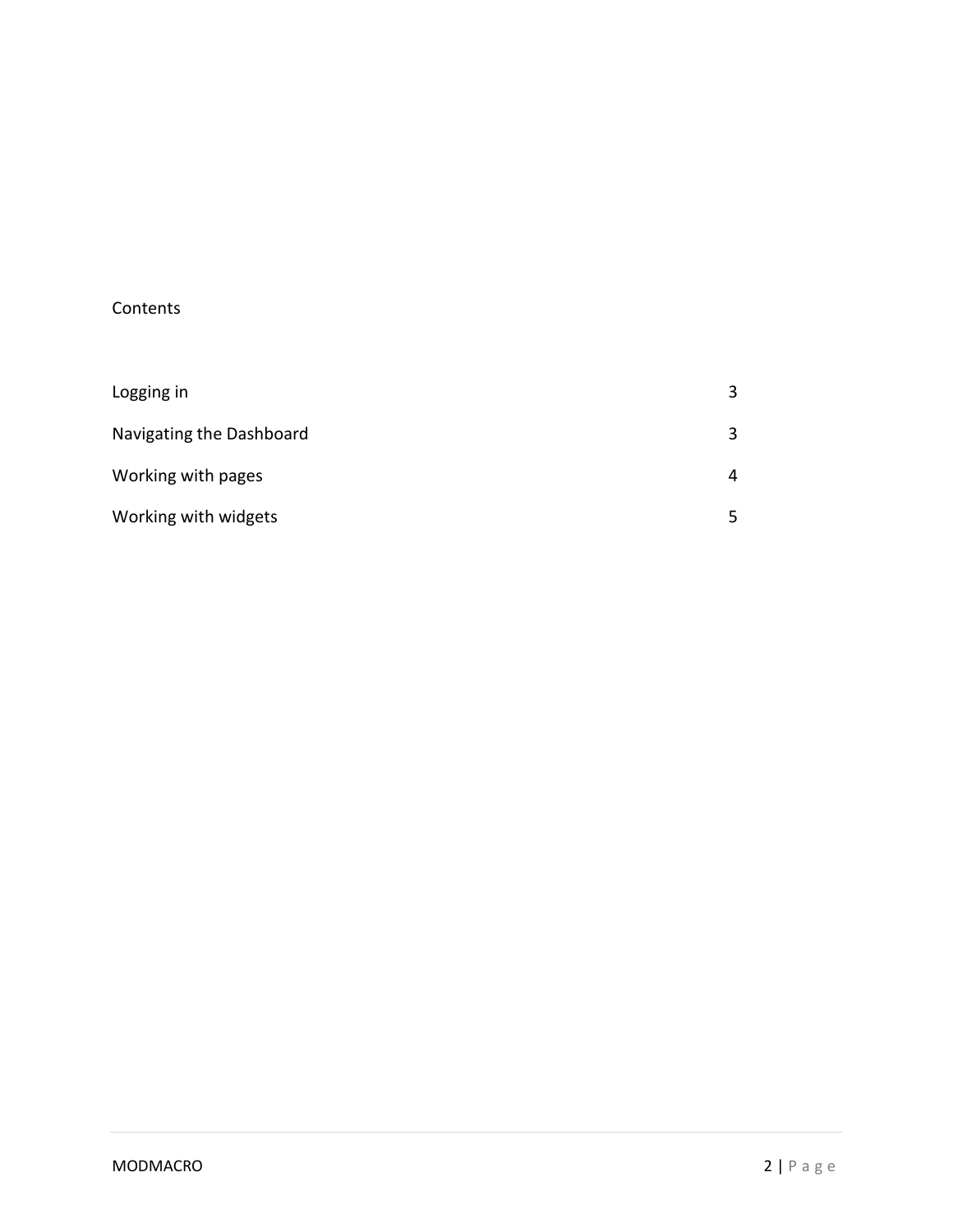Contents

| | |
|---|---|
| Logging in | 3 |
| Navigating the Dashboard | 3 |
| Working with pages | 4 |
| Working with widgets | 5 |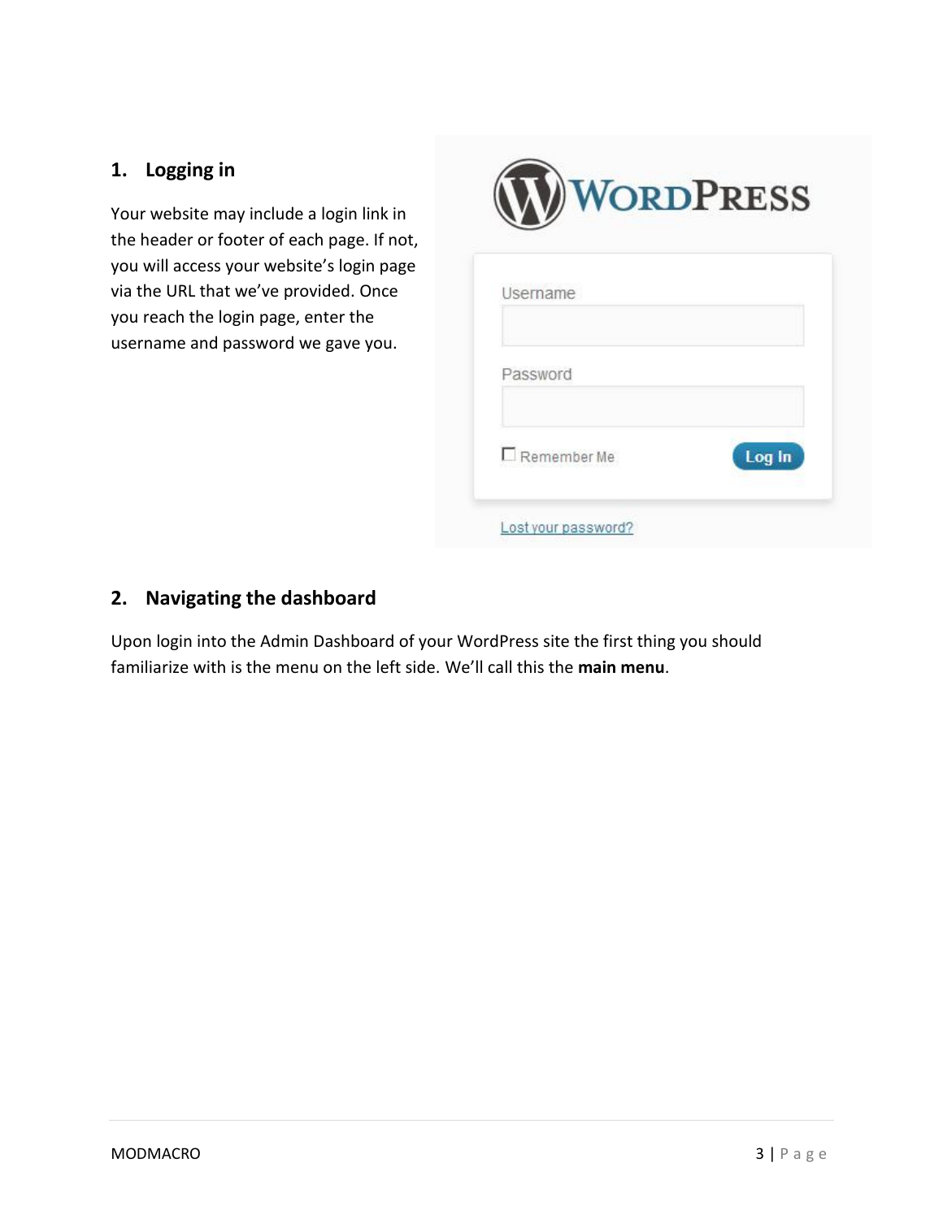## 1. Logging in

Your website may include a login link in the header or footer of each page. If not, you will access your website's login page via the URL that we've provided. Once you reach the login page, enter the username and password we gave you.

## 2. Navigating the dashboard

Upon login into the Admin Dashboard of your WordPress site the first thing you should familiarize with is the menu on the left side. We'll call this the **main menu**.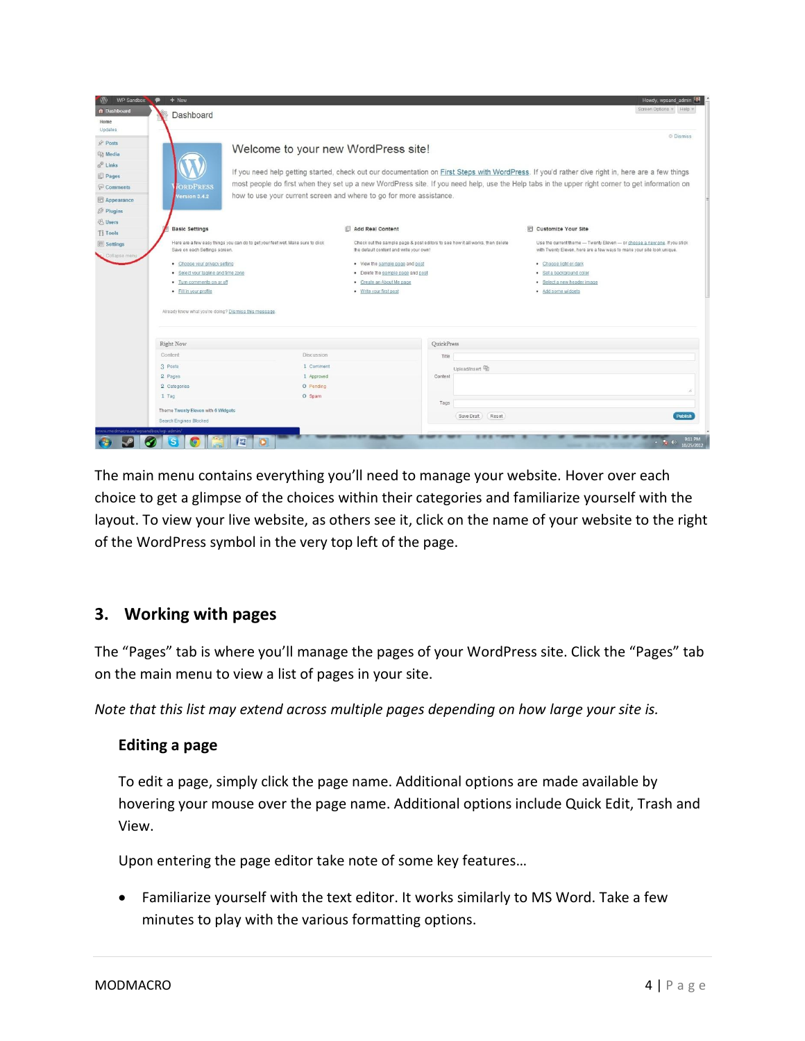The main menu contains everything you'll need to manage your website. Hover over each choice to get a glimpse of the choices within their categories and familiarize yourself with the layout. To view your live website, as others see it, click on the name of your website to the right of the WordPress symbol in the very top left of the page.

## 3. Working with pages

The "Pages" tab is where you'll manage the pages of your WordPress site. Click the "Pages" tab on the main menu to view a list of pages in your site.

*Note that this list may extend across multiple pages depending on how large your site is.*

### Editing a page

To edit a page, simply click the page name. Additional options are made available by hovering your mouse over the page name. Additional options include Quick Edit, Trash and View.

Upon entering the page editor take note of some key features…

- Familiarize yourself with the text editor. It works similarly to MS Word. Take a few minutes to play with the various formatting options.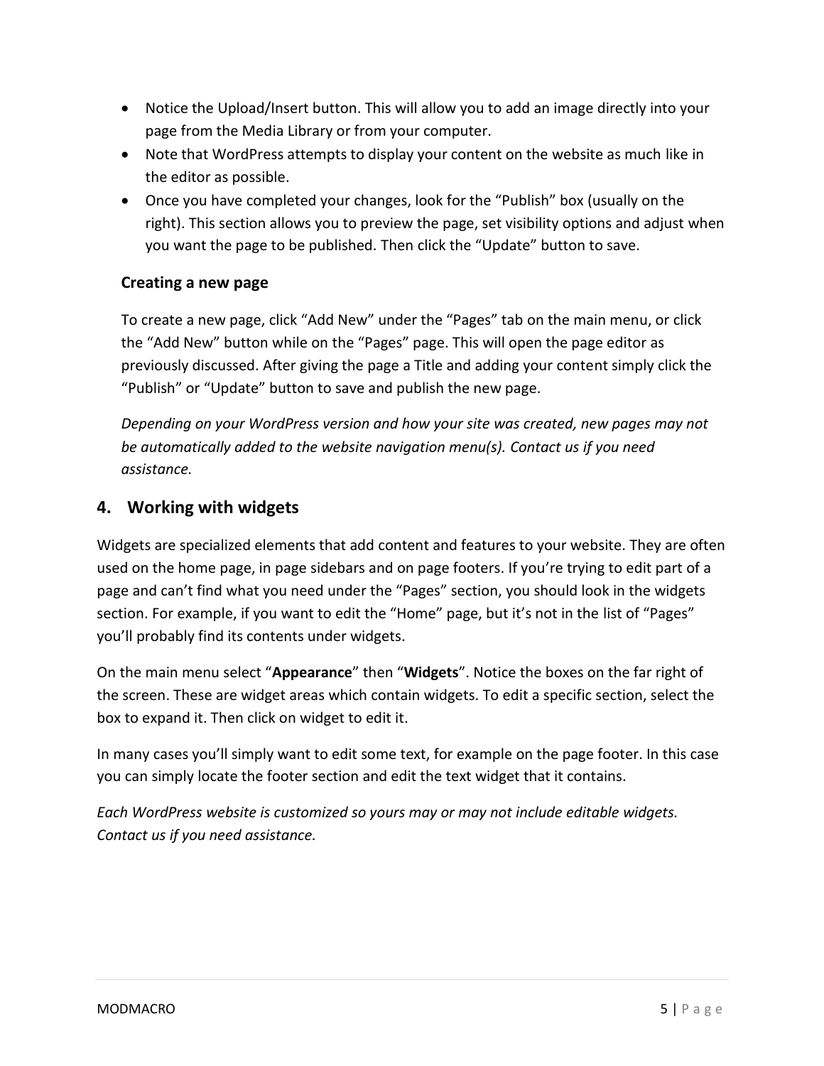- Notice the Upload/Insert button. This will allow you to add an image directly into your page from the Media Library or from your computer.
- Note that WordPress attempts to display your content on the website as much like in the editor as possible.
- Once you have completed your changes, look for the “Publish” box (usually on the right). This section allows you to preview the page, set visibility options and adjust when you want the page to be published. Then click the “Update” button to save.

### Creating a new page

To create a new page, click “Add New” under the “Pages” tab on the main menu, or click the “Add New” button while on the “Pages” page. This will open the page editor as previously discussed. After giving the page a Title and adding your content simply click the “Publish” or “Update” button to save and publish the new page.

*Depending on your WordPress version and how your site was created, new pages may not be automatically added to the website navigation menu(s). Contact us if you need assistance.*

## 4. Working with widgets

Widgets are specialized elements that add content and features to your website. They are often used on the home page, in page sidebars and on page footers. If you’re trying to edit part of a page and can’t find what you need under the “Pages” section, you should look in the widgets section. For example, if you want to edit the “Home” page, but it’s not in the list of “Pages” you’ll probably find its contents under widgets.

On the main menu select “**Appearance**” then “**Widgets**”. Notice the boxes on the far right of the screen. These are widget areas which contain widgets. To edit a specific section, select the box to expand it. Then click on widget to edit it.

In many cases you’ll simply want to edit some text, for example on the page footer. In this case you can simply locate the footer section and edit the text widget that it contains.

*Each WordPress website is customized so yours may or may not include editable widgets. Contact us if you need assistance.*